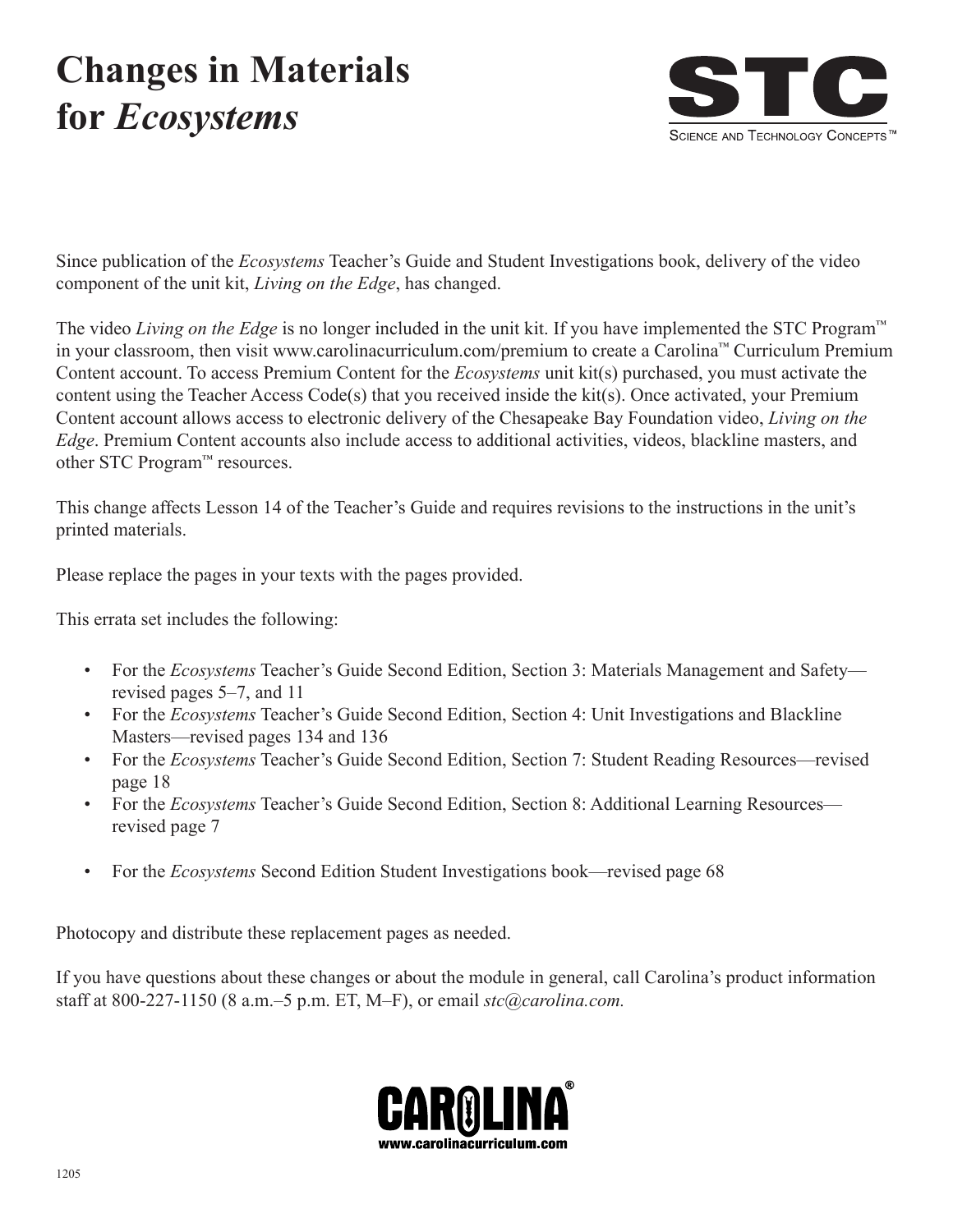# Changes in Materials for *Ecosystems*

STC

SCIENCE AND TECHNOLOGY CONCEPTS™

Since publication of the *Ecosystems* Teacher's Guide and Student Investigations book, delivery of the video component of the unit kit, *Living on the Edge*, has changed.

The video *Living on the Edge* is no longer included in the unit kit. If you have implemented the STC Program™ in your classroom, then visit www.carolinacurriculum.com/premium to create a Carolina™ Curriculum Premium Content account. To access Premium Content for the *Ecosystems* unit kit(s) purchased, you must activate the content using the Teacher Access Code(s) that you received inside the kit(s). Once activated, your Premium Content account allows access to electronic delivery of the Chesapeake Bay Foundation video, *Living on the Edge*. Premium Content accounts also include access to additional activities, videos, blackline masters, and other STC Program™ resources.

This change affects Lesson 14 of the Teacher's Guide and requires revisions to the instructions in the unit's printed materials.

Please replace the pages in your texts with the pages provided.

This errata set includes the following:

- For the *Ecosystems* Teacher's Guide Second Edition, Section 3: Materials Management and Safety—revised pages 5–7, and 11
- For the *Ecosystems* Teacher's Guide Second Edition, Section 4: Unit Investigations and Blackline Masters—revised pages 134 and 136
- For the *Ecosystems* Teacher's Guide Second Edition, Section 7: Student Reading Resources—revised page 18
- For the *Ecosystems* Teacher's Guide Second Edition, Section 8: Additional Learning Resources—revised page 7
- For the *Ecosystems* Second Edition Student Investigations book—revised page 68

Photocopy and distribute these replacement pages as needed.

If you have questions about these changes or about the module in general, call Carolina's product information staff at 800-227-1150 (8 a.m.–5 p.m. ET, M–F), or email *stc@carolina.com.*

CAROLINA®
www.carolinacurriculum.com

1205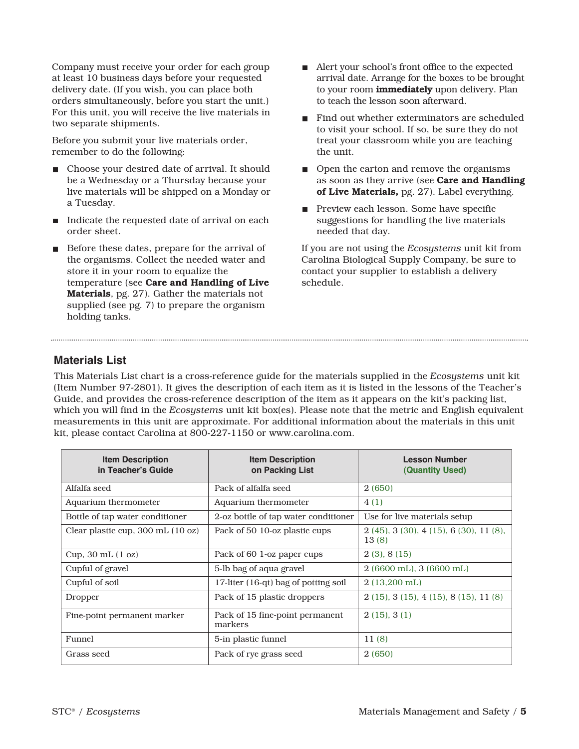Company must receive your order for each group at least 10 business days before your requested delivery date. (If you wish, you can place both orders simultaneously, before you start the unit.) For this unit, you will receive the live materials in two separate shipments.

Before you submit your live materials order, remember to do the following:

- Choose your desired date of arrival. It should be a Wednesday or a Thursday because your live materials will be shipped on a Monday or a Tuesday.
- Indicate the requested date of arrival on each order sheet.
- Before these dates, prepare for the arrival of the organisms. Collect the needed water and store it in your room to equalize the temperature (see **Care and Handling of Live Materials**, pg. 27). Gather the materials not supplied (see pg. 7) to prepare the organism holding tanks.
- Alert your school's front office to the expected arrival date. Arrange for the boxes to be brought to your room **immediately** upon delivery. Plan to teach the lesson soon afterward.
- Find out whether exterminators are scheduled to visit your school. If so, be sure they do not treat your classroom while you are teaching the unit.
- Open the carton and remove the organisms as soon as they arrive (see **Care and Handling of Live Materials,** pg. 27). Label everything.
- Preview each lesson. Some have specific suggestions for handling the live materials needed that day.

If you are not using the *Ecosystems* unit kit from Carolina Biological Supply Company, be sure to contact your supplier to establish a delivery schedule.

## Materials List

This Materials List chart is a cross-reference guide for the materials supplied in the *Ecosystems* unit kit (Item Number 97-2801). It gives the description of each item as it is listed in the lessons of the Teacher's Guide, and provides the cross-reference description of the item as it appears on the kit's packing list, which you will find in the *Ecosystems* unit kit box(es). Please note that the metric and English equivalent measurements in this unit are approximate. For additional information about the materials in this unit kit, please contact Carolina at 800-227-1150 or www.carolina.com.

| Item Description in Teacher's Guide | Item Description on Packing List | Lesson Number (Quantity Used) |
|---|---|---|
| Alfalfa seed | Pack of alfalfa seed | 2 (650) |
| Aquarium thermometer | Aquarium thermometer | 4 (1) |
| Bottle of tap water conditioner | 2-oz bottle of tap water conditioner | Use for live materials setup |
| Clear plastic cup, 300 mL (10 oz) | Pack of 50 10-oz plastic cups | 2 (45), 3 (30), 4 (15), 6 (30), 11 (8), 13 (8) |
| Cup, 30 mL (1 oz) | Pack of 60 1-oz paper cups | 2 (3), 8 (15) |
| Cupful of gravel | 5-lb bag of aqua gravel | 2 (6600 mL), 3 (6600 mL) |
| Cupful of soil | 17-liter (16-qt) bag of potting soil | 2 (13,200 mL) |
| Dropper | Pack of 15 plastic droppers | 2 (15), 3 (15), 4 (15), 8 (15), 11 (8) |
| Fine-point permanent marker | Pack of 15 fine-point permanent markers | 2 (15), 3 (1) |
| Funnel | 5-in plastic funnel | 11 (8) |
| Grass seed | Pack of rye grass seed | 2 (650) |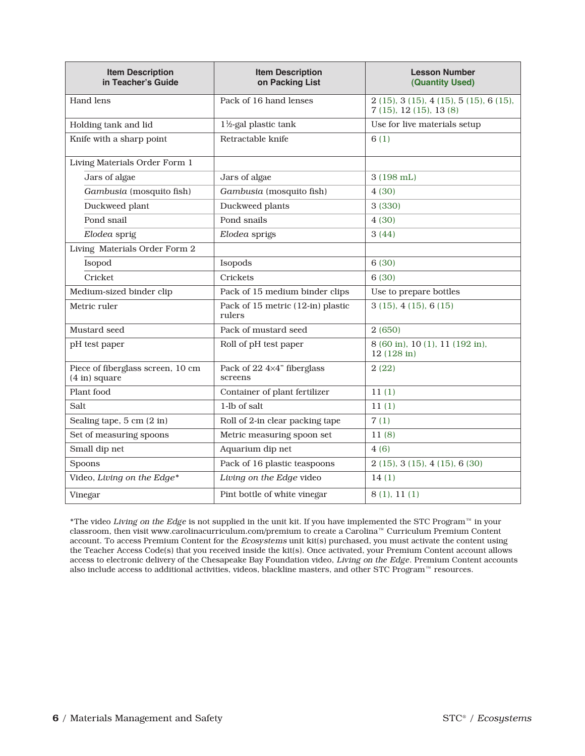| Item Description in Teacher's Guide | Item Description on Packing List | Lesson Number (Quantity Used) |
|---|---|---|
| Hand lens | Pack of 16 hand lenses | 2 (15), 3 (15), 4 (15), 5 (15), 6 (15), 7 (15), 12 (15), 13 (8) |
| Holding tank and lid | 1½-gal plastic tank | Use for live materials setup |
| Knife with a sharp point | Retractable knife | 6 (1) |
| Living Materials Order Form 1 | | |
| Jars of algae | Jars of algae | 3 (198 mL) |
| *Gambusia* (mosquito fish) | *Gambusia* (mosquito fish) | 4 (30) |
| Duckweed plant | Duckweed plants | 3 (330) |
| Pond snail | Pond snails | 4 (30) |
| *Elodea* sprig | *Elodea* sprigs | 3 (44) |
| Living Materials Order Form 2 | | |
| Isopod | Isopods | 6 (30) |
| Cricket | Crickets | 6 (30) |
| Medium-sized binder clip | Pack of 15 medium binder clips | Use to prepare bottles |
| Metric ruler | Pack of 15 metric (12-in) plastic rulers | 3 (15), 4 (15), 6 (15) |
| Mustard seed | Pack of mustard seed | 2 (650) |
| pH test paper | Roll of pH test paper | 8 (60 in), 10 (1), 11 (192 in), 12 (128 in) |
| Piece of fiberglass screen, 10 cm (4 in) square | Pack of 22 4×4" fiberglass screens | 2 (22) |
| Plant food | Container of plant fertilizer | 11 (1) |
| Salt | 1-lb of salt | 11 (1) |
| Sealing tape, 5 cm (2 in) | Roll of 2-in clear packing tape | 7 (1) |
| Set of measuring spoons | Metric measuring spoon set | 11 (8) |
| Small dip net | Aquarium dip net | 4 (6) |
| Spoons | Pack of 16 plastic teaspoons | 2 (15), 3 (15), 4 (15), 6 (30) |
| Video, *Living on the Edge** | *Living on the Edge* video | 14 (1) |
| Vinegar | Pint bottle of white vinegar | 8 (1), 11 (1) |

*The video *Living on the Edge* is not supplied in the unit kit. If you have implemented the STC Program™ in your classroom, then visit www.carolinacurriculum.com/premium to create a Carolina™ Curriculum Premium Content account. To access Premium Content for the *Ecosystems* unit kit(s) purchased, you must activate the content using the Teacher Access Code(s) that you received inside the kit(s). Once activated, your Premium Content account allows access to electronic delivery of the Chesapeake Bay Foundation video, *Living on the Edge*. Premium Content accounts also include access to additional activities, videos, blackline masters, and other STC Program™ resources.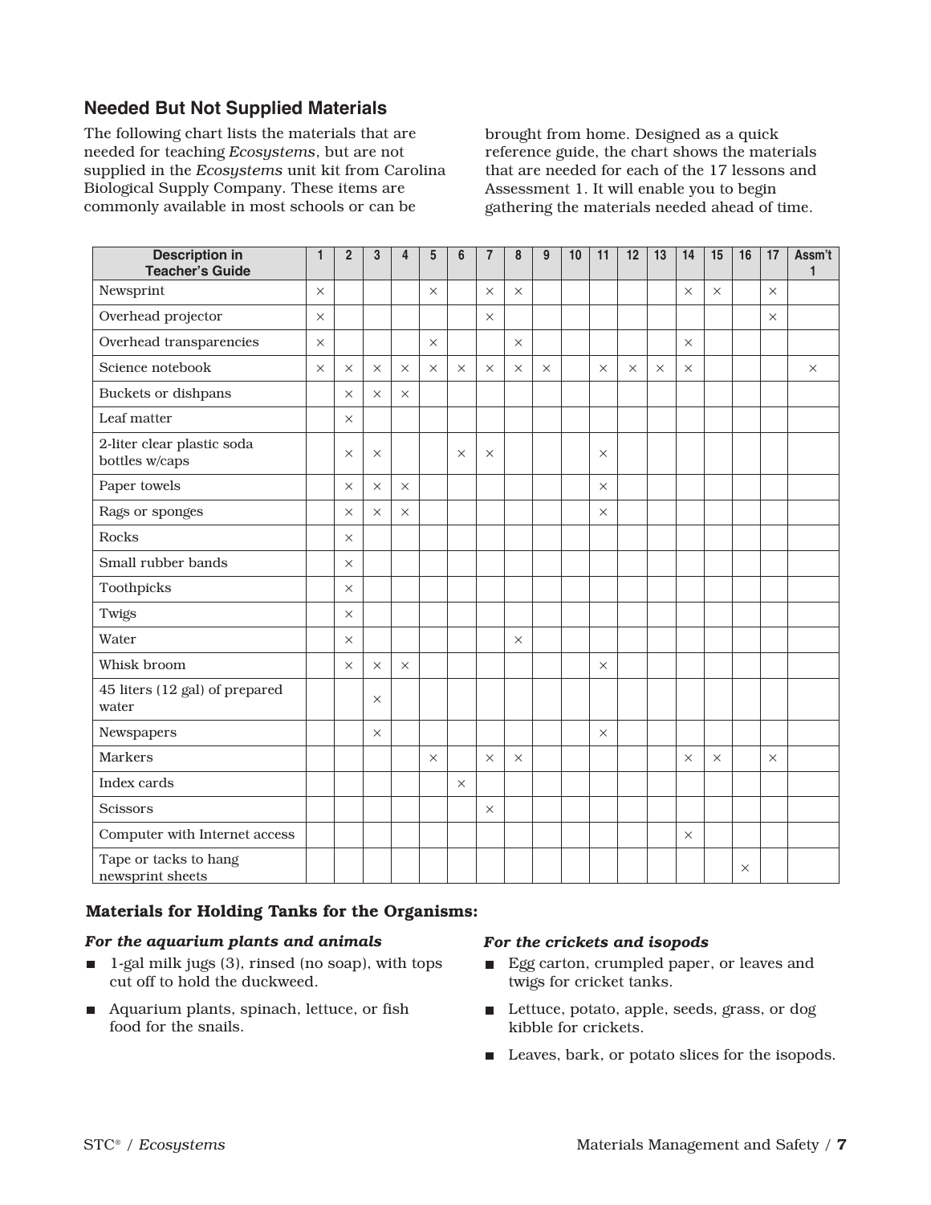## Needed But Not Supplied Materials

The following chart lists the materials that are needed for teaching *Ecosystems*, but are not supplied in the *Ecosystems* unit kit from Carolina Biological Supply Company. These items are commonly available in most schools or can be brought from home. Designed as a quick reference guide, the chart shows the materials that are needed for each of the 17 lessons and Assessment 1. It will enable you to begin gathering the materials needed ahead of time.

| Description in Teacher's Guide | 1 | 2 | 3 | 4 | 5 | 6 | 7 | 8 | 9 | 10 | 11 | 12 | 13 | 14 | 15 | 16 | 17 | Assm't 1 |
|---|---|---|---|---|---|---|---|---|---|---|---|---|---|---|---|---|---|---|
| Newsprint | × | | | | × | | × | × | | | | | | × | × | | × | |
| Overhead projector | × | | | | | | × | | | | | | | | | | × | |
| Overhead transparencies | × | | | | × | | | × | | | | | | × | | | | |
| Science notebook | × | × | × | × | × | × | × | × | × | | × | × | × | × | | | | × |
| Buckets or dishpans | | × | × | × | | | | | | | | | | | | | | |
| Leaf matter | | × | | | | | | | | | | | | | | | | |
| 2-liter clear plastic soda bottles w/caps | | × | × | | | × | × | | | | × | | | | | | | |
| Paper towels | | × | × | × | | | | | | | × | | | | | | | |
| Rags or sponges | | × | × | × | | | | | | | × | | | | | | | |
| Rocks | | × | | | | | | | | | | | | | | | | |
| Small rubber bands | | × | | | | | | | | | | | | | | | | |
| Toothpicks | | × | | | | | | | | | | | | | | | | |
| Twigs | | × | | | | | | | | | | | | | | | | |
| Water | | × | | | | | | × | | | | | | | | | | |
| Whisk broom | | × | × | × | | | | | | | × | | | | | | | |
| 45 liters (12 gal) of prepared water | | | × | | | | | | | | | | | | | | | |
| Newspapers | | | × | | | | | | | | × | | | | | | | |
| Markers | | | | | × | | × | × | | | | | | × | × | | × | |
| Index cards | | | | | | × | | | | | | | | | | | | |
| Scissors | | | | | | | × | | | | | | | | | | | |
| Computer with Internet access | | | | | | | | | | | | | | × | | | | |
| Tape or tacks to hang newsprint sheets | | | | | | | | | | | | | | | | × | | |

### Materials for Holding Tanks for the Organisms:

*For the aquarium plants and animals*

- 1-gal milk jugs (3), rinsed (no soap), with tops cut off to hold the duckweed.
- Aquarium plants, spinach, lettuce, or fish food for the snails.

*For the crickets and isopods*

- Egg carton, crumpled paper, or leaves and twigs for cricket tanks.
- Lettuce, potato, apple, seeds, grass, or dog kibble for crickets.
- Leaves, bark, or potato slices for the isopods.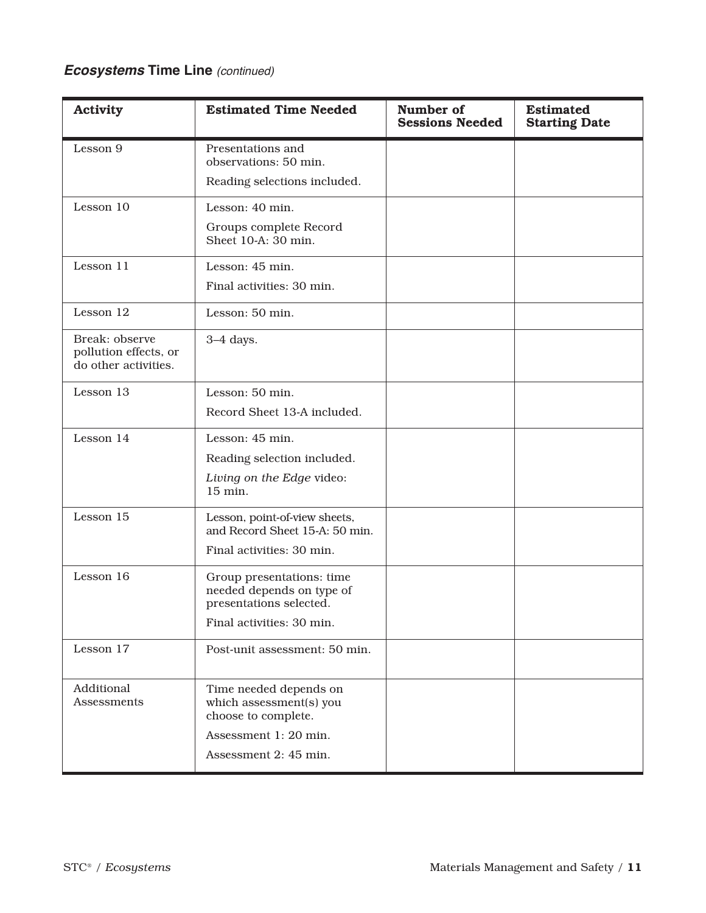## *Ecosystems* Time Line *(continued)*

| Activity | Estimated Time Needed | Number of Sessions Needed | Estimated Starting Date |
|---|---|---|---|
| Lesson 9 | Presentations and observations: 50 min.<br>Reading selections included. | | |
| Lesson 10 | Lesson: 40 min.<br>Groups complete Record Sheet 10-A: 30 min. | | |
| Lesson 11 | Lesson: 45 min.<br>Final activities: 30 min. | | |
| Lesson 12 | Lesson: 50 min. | | |
| Break: observe pollution effects, or do other activities. | 3–4 days. | | |
| Lesson 13 | Lesson: 50 min.<br>Record Sheet 13-A included. | | |
| Lesson 14 | Lesson: 45 min.<br>Reading selection included.<br>*Living on the Edge* video: 15 min. | | |
| Lesson 15 | Lesson, point-of-view sheets, and Record Sheet 15-A: 50 min.<br>Final activities: 30 min. | | |
| Lesson 16 | Group presentations: time needed depends on type of presentations selected.<br>Final activities: 30 min. | | |
| Lesson 17 | Post-unit assessment: 50 min. | | |
| Additional Assessments | Time needed depends on which assessment(s) you choose to complete.<br>Assessment 1: 20 min.<br>Assessment 2: 45 min. | | |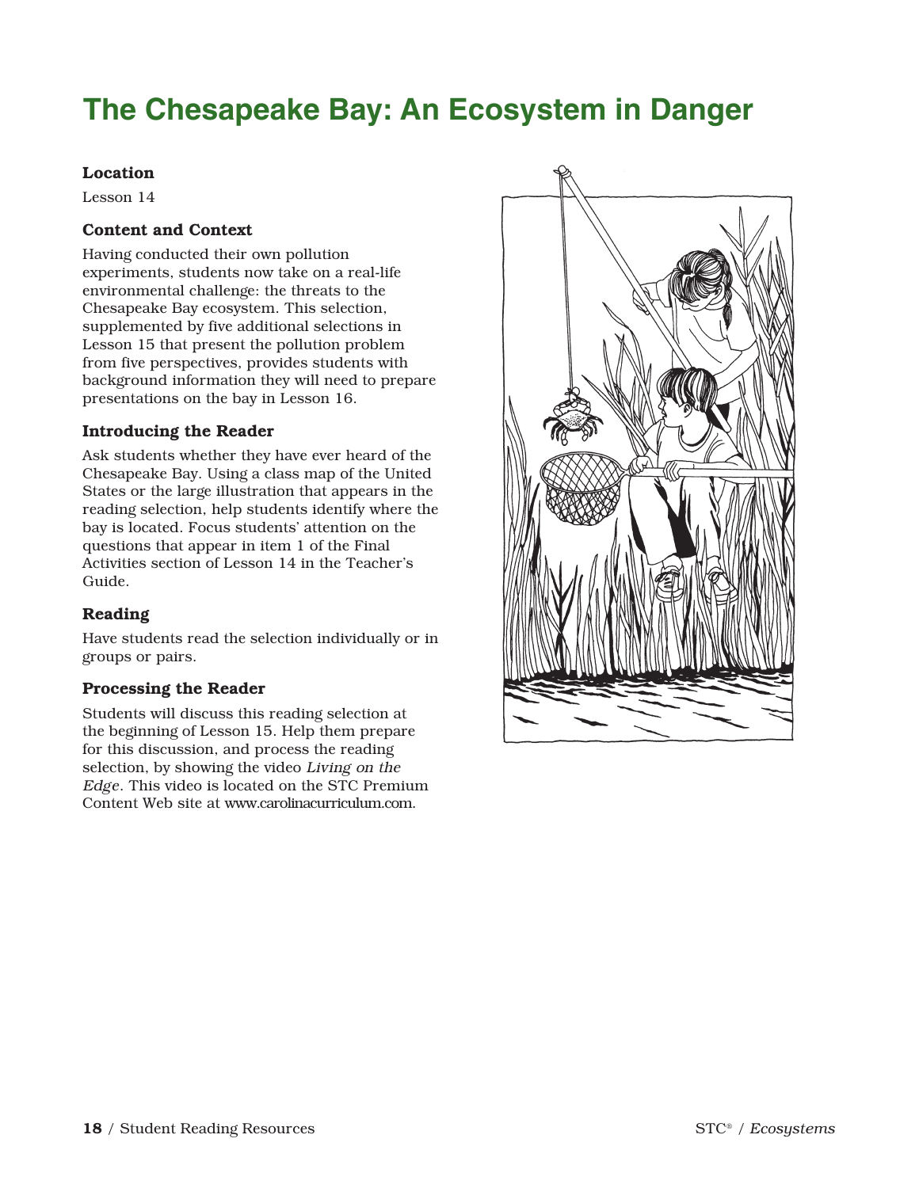# The Chesapeake Bay: An Ecosystem in Danger

### Location

Lesson 14

### Content and Context

Having conducted their own pollution experiments, students now take on a real-life environmental challenge: the threats to the Chesapeake Bay ecosystem. This selection, supplemented by five additional selections in Lesson 15 that present the pollution problem from five perspectives, provides students with background information they will need to prepare presentations on the bay in Lesson 16.

### Introducing the Reader

Ask students whether they have ever heard of the Chesapeake Bay. Using a class map of the United States or the large illustration that appears in the reading selection, help students identify where the bay is located. Focus students' attention on the questions that appear in item 1 of the Final Activities section of Lesson 14 in the Teacher's Guide.

### Reading

Have students read the selection individually or in groups or pairs.

### Processing the Reader

Students will discuss this reading selection at the beginning of Lesson 15. Help them prepare for this discussion, and process the reading selection, by showing the video *Living on the Edge*. This video is located on the STC Premium Content Web site at www.carolinacurriculum.com.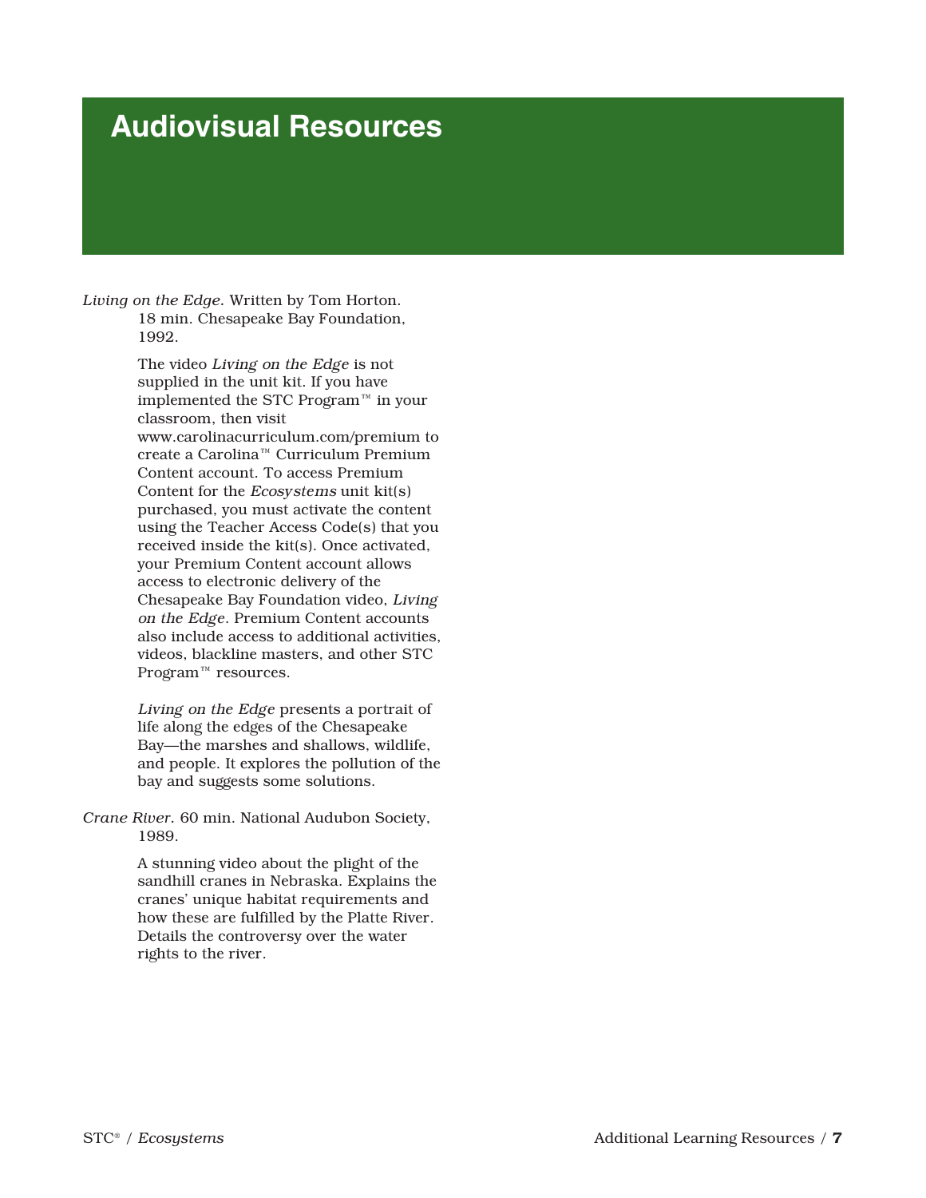# Audiovisual Resources

*Living on the Edge.* Written by Tom Horton. 18 min. Chesapeake Bay Foundation, 1992.

The video *Living on the Edge* is not supplied in the unit kit. If you have implemented the STC Program™ in your classroom, then visit www.carolinacurriculum.com/premium to create a Carolina™ Curriculum Premium Content account. To access Premium Content for the *Ecosystems* unit kit(s) purchased, you must activate the content using the Teacher Access Code(s) that you received inside the kit(s). Once activated, your Premium Content account allows access to electronic delivery of the Chesapeake Bay Foundation video, *Living on the Edge*. Premium Content accounts also include access to additional activities, videos, blackline masters, and other STC Program™ resources.

*Living on the Edge* presents a portrait of life along the edges of the Chesapeake Bay—the marshes and shallows, wildlife, and people. It explores the pollution of the bay and suggests some solutions.

*Crane River.* 60 min. National Audubon Society, 1989.

A stunning video about the plight of the sandhill cranes in Nebraska. Explains the cranes' unique habitat requirements and how these are fulfilled by the Platte River. Details the controversy over the water rights to the river.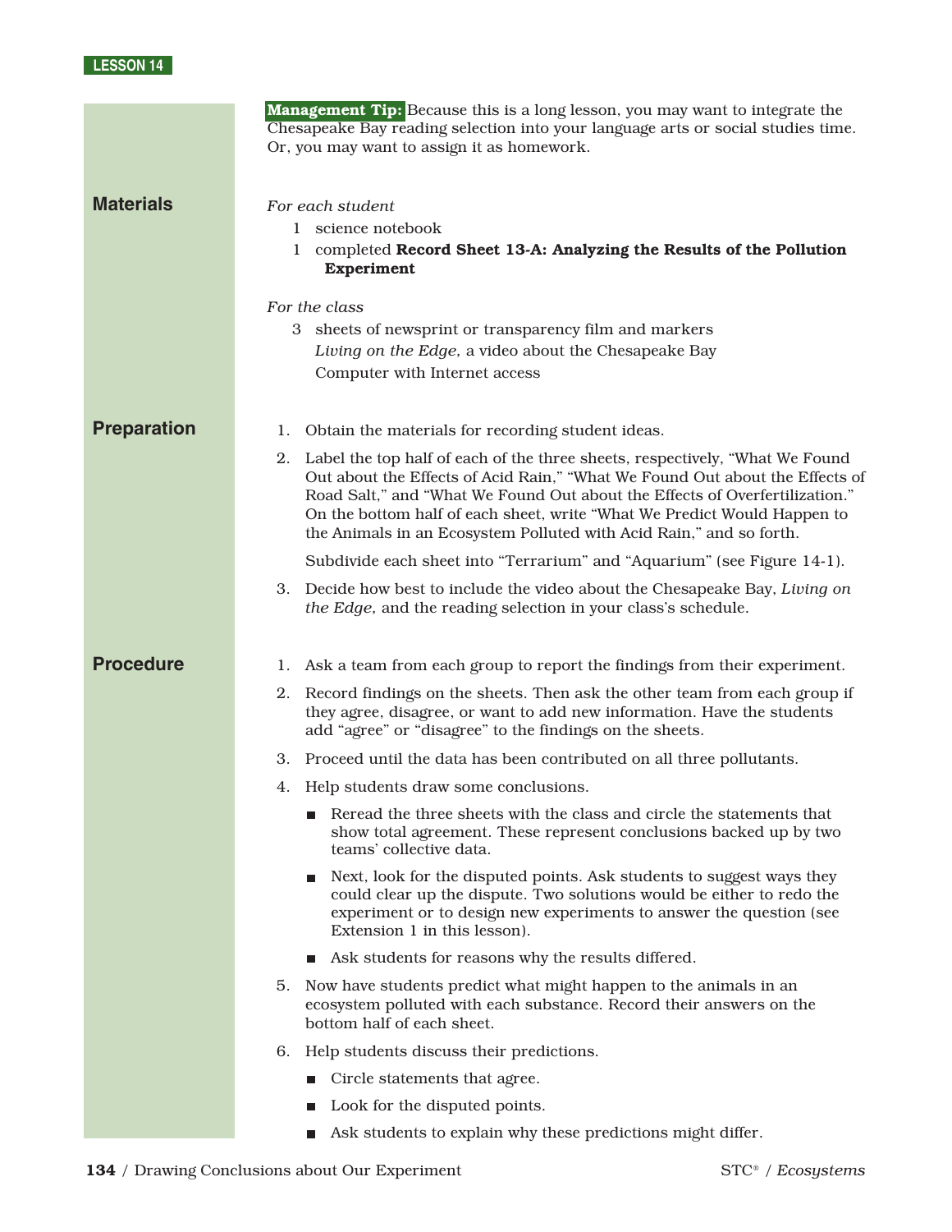**Management Tip:** Because this is a long lesson, you may want to integrate the Chesapeake Bay reading selection into your language arts or social studies time. Or, you may want to assign it as homework.

## Materials

*For each student*

1 science notebook
1 completed **Record Sheet 13-A: Analyzing the Results of the Pollution Experiment**

*For the class*

3 sheets of newsprint or transparency film and markers
*Living on the Edge,* a video about the Chesapeake Bay
Computer with Internet access

## Preparation

1. Obtain the materials for recording student ideas.
2. Label the top half of each of the three sheets, respectively, "What We Found Out about the Effects of Acid Rain," "What We Found Out about the Effects of Road Salt," and "What We Found Out about the Effects of Overfertilization." On the bottom half of each sheet, write "What We Predict Would Happen to the Animals in an Ecosystem Polluted with Acid Rain," and so forth.

   Subdivide each sheet into "Terrarium" and "Aquarium" (see Figure 14-1).
3. Decide how best to include the video about the Chesapeake Bay, *Living on the Edge,* and the reading selection in your class's schedule.

## Procedure

1. Ask a team from each group to report the findings from their experiment.
2. Record findings on the sheets. Then ask the other team from each group if they agree, disagree, or want to add new information. Have the students add "agree" or "disagree" to the findings on the sheets.
3. Proceed until the data has been contributed on all three pollutants.
4. Help students draw some conclusions.
   - Reread the three sheets with the class and circle the statements that show total agreement. These represent conclusions backed up by two teams' collective data.
   - Next, look for the disputed points. Ask students to suggest ways they could clear up the dispute. Two solutions would be either to redo the experiment or to design new experiments to answer the question (see Extension 1 in this lesson).
   - Ask students for reasons why the results differed.
5. Now have students predict what might happen to the animals in an ecosystem polluted with each substance. Record their answers on the bottom half of each sheet.
6. Help students discuss their predictions.
   - Circle statements that agree.
   - Look for the disputed points.
   - Ask students to explain why these predictions might differ.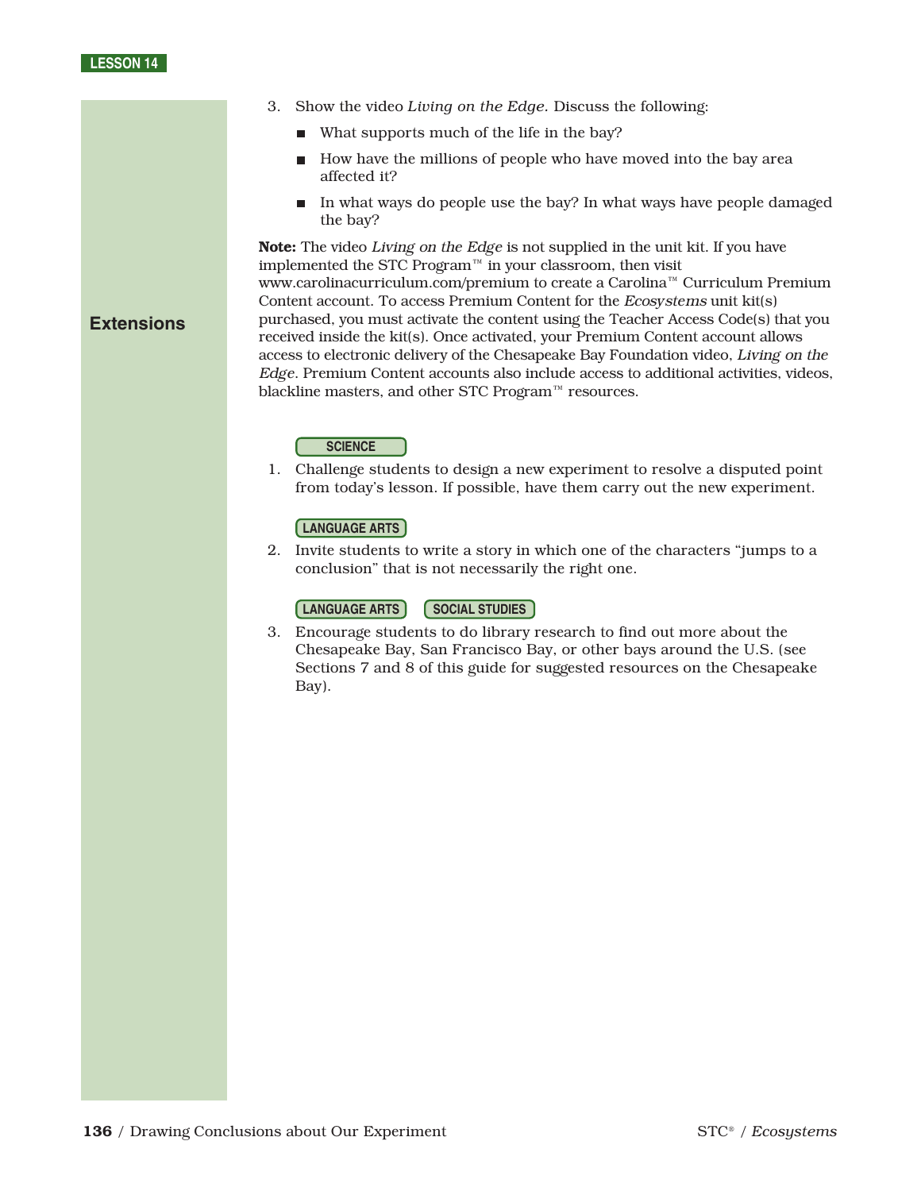3. Show the video *Living on the Edge.* Discuss the following:
   - What supports much of the life in the bay?
   - How have the millions of people who have moved into the bay area affected it?
   - In what ways do people use the bay? In what ways have people damaged the bay?

**Note:** The video *Living on the Edge* is not supplied in the unit kit. If you have implemented the STC Program™ in your classroom, then visit www.carolinacurriculum.com/premium to create a Carolina™ Curriculum Premium Content account. To access Premium Content for the *Ecosystems* unit kit(s) purchased, you must activate the content using the Teacher Access Code(s) that you received inside the kit(s). Once activated, your Premium Content account allows access to electronic delivery of the Chesapeake Bay Foundation video, *Living on the Edge*. Premium Content accounts also include access to additional activities, videos, blackline masters, and other STC Program™ resources.

## Extensions

**SCIENCE**

1. Challenge students to design a new experiment to resolve a disputed point from today's lesson. If possible, have them carry out the new experiment.

**LANGUAGE ARTS**

2. Invite students to write a story in which one of the characters "jumps to a conclusion" that is not necessarily the right one.

**LANGUAGE ARTS** **SOCIAL STUDIES**

3. Encourage students to do library research to find out more about the Chesapeake Bay, San Francisco Bay, or other bays around the U.S. (see Sections 7 and 8 of this guide for suggested resources on the Chesapeake Bay).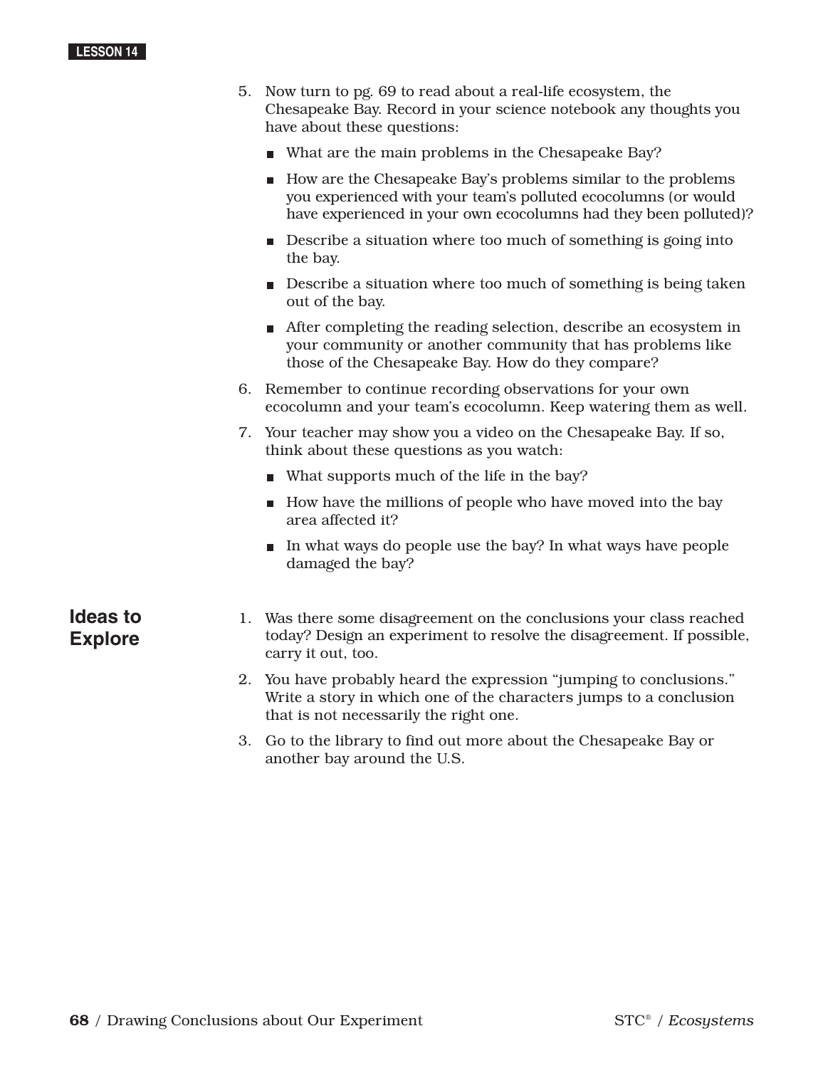5. Now turn to pg. 69 to read about a real-life ecosystem, the Chesapeake Bay. Record in your science notebook any thoughts you have about these questions:
   - What are the main problems in the Chesapeake Bay?
   - How are the Chesapeake Bay's problems similar to the problems you experienced with your team's polluted ecocolumns (or would have experienced in your own ecocolumns had they been polluted)?
   - Describe a situation where too much of something is going into the bay.
   - Describe a situation where too much of something is being taken out of the bay.
   - After completing the reading selection, describe an ecosystem in your community or another community that has problems like those of the Chesapeake Bay. How do they compare?
6. Remember to continue recording observations for your own ecocolumn and your team's ecocolumn. Keep watering them as well.
7. Your teacher may show you a video on the Chesapeake Bay. If so, think about these questions as you watch:
   - What supports much of the life in the bay?
   - How have the millions of people who have moved into the bay area affected it?
   - In what ways do people use the bay? In what ways have people damaged the bay?

## Ideas to Explore

1. Was there some disagreement on the conclusions your class reached today? Design an experiment to resolve the disagreement. If possible, carry it out, too.
2. You have probably heard the expression "jumping to conclusions." Write a story in which one of the characters jumps to a conclusion that is not necessarily the right one.
3. Go to the library to find out more about the Chesapeake Bay or another bay around the U.S.